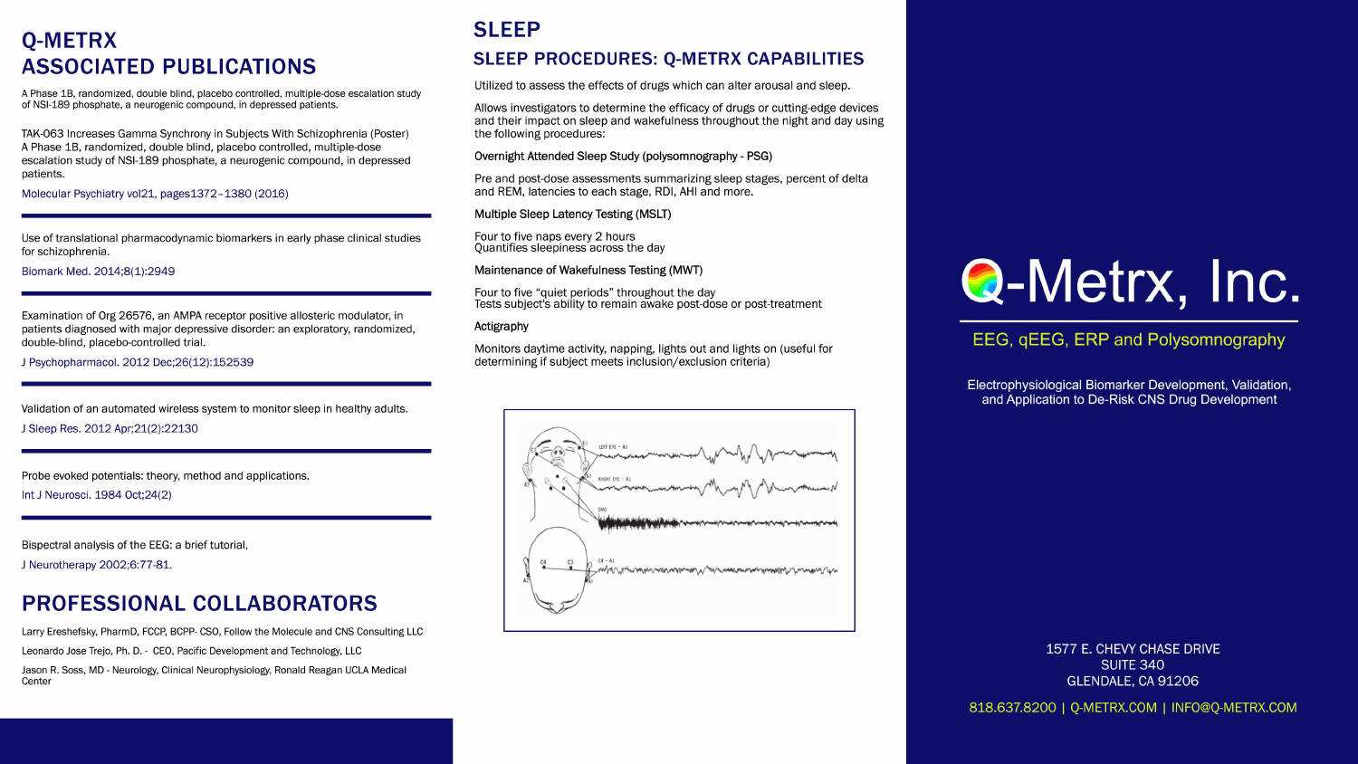# Q-METRX ASSOCIATED PUBLICATIONS

A Phase 1B, randomized, double blind, placebo controlled, multiple-dose escalation study of NSI-189 phosphate, a neurogenic compound, in depressed patients.

TAK-063 Increases Gamma Synchrony in Subjects With Schizophrenia (Poster)
A Phase 1B, randomized, double blind, placebo controlled, multiple-dose escalation study of NSI-189 phosphate, a neurogenic compound, in depressed patients.

Molecular Psychiatry vol21, pages1372–1380 (2016)

---

Use of translational pharmacodynamic biomarkers in early phase clinical studies for schizophrenia.

Biomark Med. 2014;8(1):2949

---

Examination of Org 26576, an AMPA receptor positive allosteric modulator, in patients diagnosed with major depressive disorder: an exploratory, randomized, double-blind, placebo-controlled trial.

J Psychopharmacol. 2012 Dec;26(12):152539

---

Validation of an automated wireless system to monitor sleep in healthy adults.

J Sleep Res. 2012 Apr;21(2):22130

---

Probe evoked potentials: theory, method and applications.

Int J Neurosci. 1984 Oct;24(2)

---

Bispectral analysis of the EEG: a brief tutorial,

J Neurotherapy 2002;6:77-81.

## PROFESSIONAL COLLABORATORS

Larry Ereshefsky, PharmD, FCCP, BCPP- CSO, Follow the Molecule and CNS Consulting LLC

Leonardo Jose Trejo, Ph. D. - CEO, Pacific Development and Technology, LLC

Jason R. Soss, MD - Neurology, Clinical Neurophysiology, Ronald Reagan UCLA Medical Center

# SLEEP

## SLEEP PROCEDURES: Q-METRX CAPABILITIES

Utilized to assess the effects of drugs which can alter arousal and sleep.

Allows investigators to determine the efficacy of drugs or cutting-edge devices and their impact on sleep and wakefulness throughout the night and day using the following procedures:

**Overnight Attended Sleep Study (polysomnography - PSG)**

Pre and post-dose assessments summarizing sleep stages, percent of delta and REM, latencies to each stage, RDI, AHI and more.

**Multiple Sleep Latency Testing (MSLT)**

Four to five naps every 2 hours
Quantifies sleepiness across the day

**Maintenance of Wakefulness Testing (MWT)**

Four to five “quiet periods” throughout the day
Tests subject's ability to remain awake post-dose or post-treatment

**Actigraphy**

Monitors daytime activity, napping, lights out and lights on (useful for determining if subject meets inclusion/exclusion criteria)

# Q-Metrx, Inc.

EEG, qEEG, ERP and Polysomnography

Electrophysiological Biomarker Development, Validation, and Application to De-Risk CNS Drug Development

1577 E. CHEVY CHASE DRIVE
SUITE 340
GLENDALE, CA 91206

818.637.8200 | Q-METRX.COM | INFO@Q-METRX.COM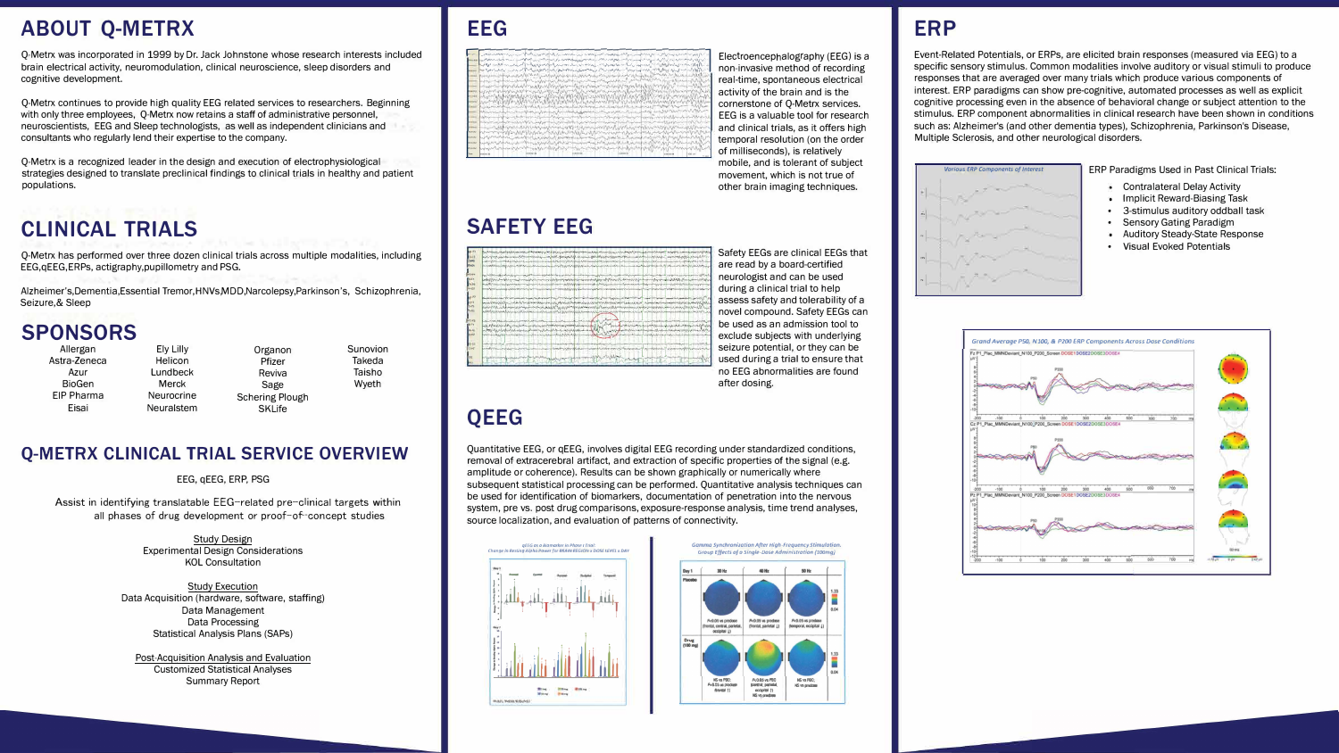# ABOUT Q-METRX

Q-Metrx was incorporated in 1999 by Dr. Jack Johnstone whose research interests included brain electrical activity, neuromodulation, clinical neuroscience, sleep disorders and cognitive development.

Q-Metrx continues to provide high quality EEG related services to researchers. Beginning with only three employees, Q-Metrx now retains a staff of administrative personnel, neuroscientists, EEG and Sleep technologists, as well as independent clinicians and consultants who regularly lend their expertise to the company.

Q-Metrx is a recognized leader in the design and execution of electrophysiological strategies designed to translate preclinical findings to clinical trials in healthy and patient populations.

# CLINICAL TRIALS

Q-Metrx has performed over three dozen clinical trials across multiple modalities, including EEG,qEEG,ERPs, actigraphy,pupillometry and PSG.

Alzheimer's,Dementia,Essential Tremor,HNVs,MDD,Narcolepsy,Parkinson's, Schizophrenia, Seizure,& Sleep

# SPONSORS

| | | | |
|---|---|---|---|
| Allergan | Ely Lilly | Organon | Sunovion |
| Astra-Zeneca | Helicon | Pfizer | Takeda |
| Azur | Lundbeck | Reviva | Taisho |
| BioGen | Merck | Sage | Wyeth |
| EIP Pharma | Neurocrine | Schering Plough | |
| Eisai | Neuralstem | SKLife | |

# Q-METRX CLINICAL TRIAL SERVICE OVERVIEW

EEG, qEEG, ERP, PSG

Assist in identifying translatable EEG-related pre-clinical targets within all phases of drug development or proof-of-concept studies

Study Design
Experimental Design Considerations
KOL Consultation

Study Execution
Data Acquisition (hardware, software, staffing)
Data Management
Data Processing
Statistical Analysis Plans (SAPs)

Post-Acquisition Analysis and Evaluation
Customized Statistical Analyses
Summary Report

# EEG

Electroencephalography (EEG) is a non-invasive method of recording real-time, spontaneous electrical activity of the brain and is the cornerstone of Q-Metrx services. EEG is a valuable tool for research and clinical trials, as it offers high temporal resolution (on the order of milliseconds), is relatively mobile, and is tolerant of subject movement, which is not true of other brain imaging techniques.

# SAFETY EEG

Safety EEGs are clinical EEGs that are read by a board-certified neurologist and can be used during a clinical trial to help assess safety and tolerability of a novel compound. Safety EEGs can be used as an admission tool to exclude subjects with underlying seizure potential, or they can be used during a trial to ensure that no EEG abnormalities are found after dosing.

# QEEG

Quantitative EEG, or qEEG, involves digital EEG recording under standardized conditions, removal of extracerebral artifact, and extraction of specific properties of the signal (e.g. amplitude or coherence). Results can be shown graphically or numerically where subsequent statistical processing can be performed. Quantitative analysis techniques can be used for identification of biomarkers, documentation of penetration into the nervous system, pre vs. post drug comparisons, exposure-response analysis, time trend analyses, source localization, and evaluation of patterns of connectivity.

qEEG as a Biomarker in Phase I Trial
Change in Resting Alpha Power for BRAIN REGION x DOSE LEVEL x DAY

Gamma Synchronization After High Frequency Stimulation.
Group Effects of a Single-Dose Administration (100mg)

# ERP

Event-Related Potentials, or ERPs, are elicited brain responses (measured via EEG) to a specific sensory stimulus. Common modalities involve auditory or visual stimuli to produce responses that are averaged over many trials which produce various components of interest. ERP paradigms can show pre-cognitive, automated processes as well as explicit cognitive processing even in the absence of behavioral change or subject attention to the stimulus. ERP component abnormalities in clinical research have been shown in conditions such as: Alzheimer's (and other dementia types), Schizophrenia, Parkinson's Disease, Multiple Sclerosis, and other neurological disorders.

Various ERP Components of Interest

ERP Paradigms Used in Past Clinical Trials:

- Contralateral Delay Activity
- Implicit Reward-Biasing Task
- 3-stimulus auditory oddball task
- Sensory Gating Paradigm
- Auditory Steady-State Response
- Visual Evoked Potentials

Grand Average P50, N100, & P200 ERP Components Across Dose Conditions